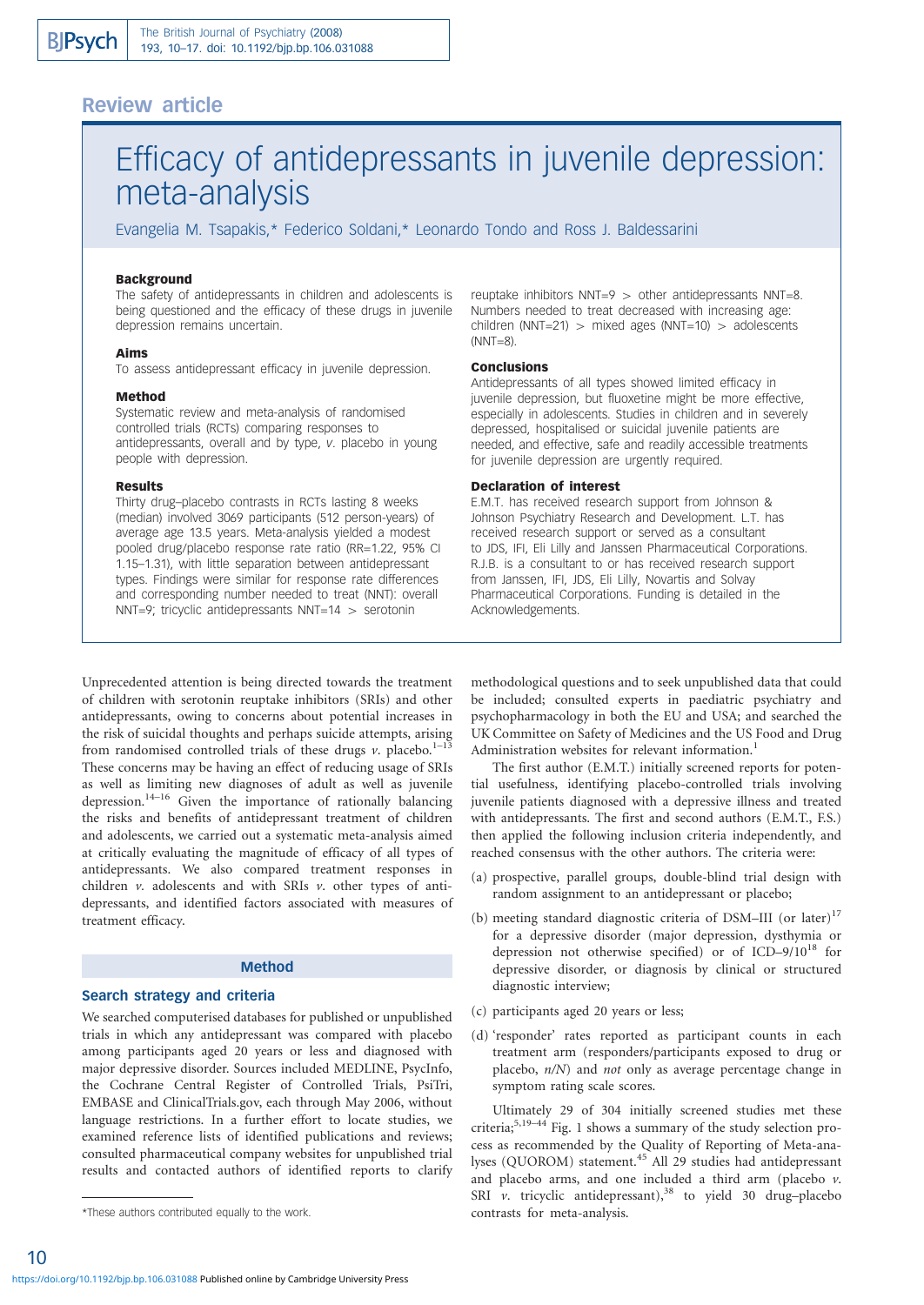## Review article

# Efficacy of antidepressants in juvenile depression: meta-analysis

Evangelia M. Tsapakis,* Federico Soldani,* Leonardo Tondo and Ross J. Baldessarini

### Background

The safety of antidepressants in children and adolescents is being questioned and the efficacy of these drugs in juvenile depression remains uncertain.

### Aims

To assess antidepressant efficacy in juvenile depression.

### Method

Systematic review and meta-analysis of randomised controlled trials (RCTs) comparing responses to antidepressants, overall and by type, *v.* placebo in young people with depression.

### Results

Thirty drug–placebo contrasts in RCTs lasting 8 weeks (median) involved 3069 participants (512 person-years) of average age 13.5 years. Meta-analysis yielded a modest pooled drug/placebo response rate ratio (RR=1.22, 95% CI 1.15–1.31), with little separation between antidepressant types. Findings were similar for response rate differences and corresponding number needed to treat (NNT): overall NNT=9; tricyclic antidepressants NNT=14 > serotonin reuptake inhibitors NNT=9 > other antidepressants NNT=8. Numbers needed to treat decreased with increasing age: children (NNT=21) > mixed ages (NNT=10) > adolescents (NNT=8).

### Conclusions

Antidepressants of all types showed limited efficacy in juvenile depression, but fluoxetine might be more effective, especially in adolescents. Studies in children and in severely depressed, hospitalised or suicidal juvenile patients are needed, and effective, safe and readily accessible treatments for juvenile depression are urgently required.

### Declaration of interest

E.M.T. has received research support from Johnson & Johnson Psychiatry Research and Development. L.T. has received research support or served as a consultant to JDS, IFI, Eli Lilly and Janssen Pharmaceutical Corporations. R.J.B. is a consultant to or has received research support from Janssen, IFI, JDS, Eli Lilly, Novartis and Solvay Pharmaceutical Corporations. Funding is detailed in the Acknowledgements.

Unprecedented attention is being directed towards the treatment of children with serotonin reuptake inhibitors (SRIs) and other antidepressants, owing to concerns about potential increases in the risk of suicidal thoughts and perhaps suicide attempts, arising from randomised controlled trials of these drugs *v.* placebo.[1–13] These concerns may be having an effect of reducing usage of SRIs as well as limiting new diagnoses of adult as well as juvenile depression.[14–16] Given the importance of rationally balancing the risks and benefits of antidepressant treatment of children and adolescents, we carried out a systematic meta-analysis aimed at critically evaluating the magnitude of efficacy of all types of antidepressants. We also compared treatment responses in children *v.* adolescents and with SRIs *v.* other types of antidepressants, and identified factors associated with measures of treatment efficacy.

## Method

### Search strategy and criteria

We searched computerised databases for published or unpublished trials in which any antidepressant was compared with placebo among participants aged 20 years or less and diagnosed with major depressive disorder. Sources included MEDLINE, PsycInfo, the Cochrane Central Register of Controlled Trials, PsiTri, EMBASE and ClinicalTrials.gov, each through May 2006, without language restrictions. In a further effort to locate studies, we examined reference lists of identified publications and reviews; consulted pharmaceutical company websites for unpublished trial results and contacted authors of identified reports to clarify methodological questions and to seek unpublished data that could be included; consulted experts in paediatric psychiatry and psychopharmacology in both the EU and USA; and searched the UK Committee on Safety of Medicines and the US Food and Drug Administration websites for relevant information.[1]

The first author (E.M.T.) initially screened reports for potential usefulness, identifying placebo-controlled trials involving juvenile patients diagnosed with a depressive illness and treated with antidepressants. The first and second authors (E.M.T., F.S.) then applied the following inclusion criteria independently, and reached consensus with the other authors. The criteria were:

(a) prospective, parallel groups, double-blind trial design with random assignment to an antidepressant or placebo;

(b) meeting standard diagnostic criteria of DSM–III (or later)[17] for a depressive disorder (major depression, dysthymia or depression not otherwise specified) or of ICD–9/10[18] for depressive disorder, or diagnosis by clinical or structured diagnostic interview;

(c) participants aged 20 years or less;

(d) 'responder' rates reported as participant counts in each treatment arm (responders/participants exposed to drug or placebo, *n/N*) and *not* only as average percentage change in symptom rating scale scores.

Ultimately 29 of 304 initially screened studies met these criteria;[5,19–44] Fig. 1 shows a summary of the study selection process as recommended by the Quality of Reporting of Meta-analyses (QUOROM) statement.[45] All 29 studies had antidepressant and placebo arms, and one included a third arm (placebo *v.* SRI *v.* tricyclic antidepressant),[38] to yield 30 drug–placebo contrasts for meta-analysis.

*These authors contributed equally to the work.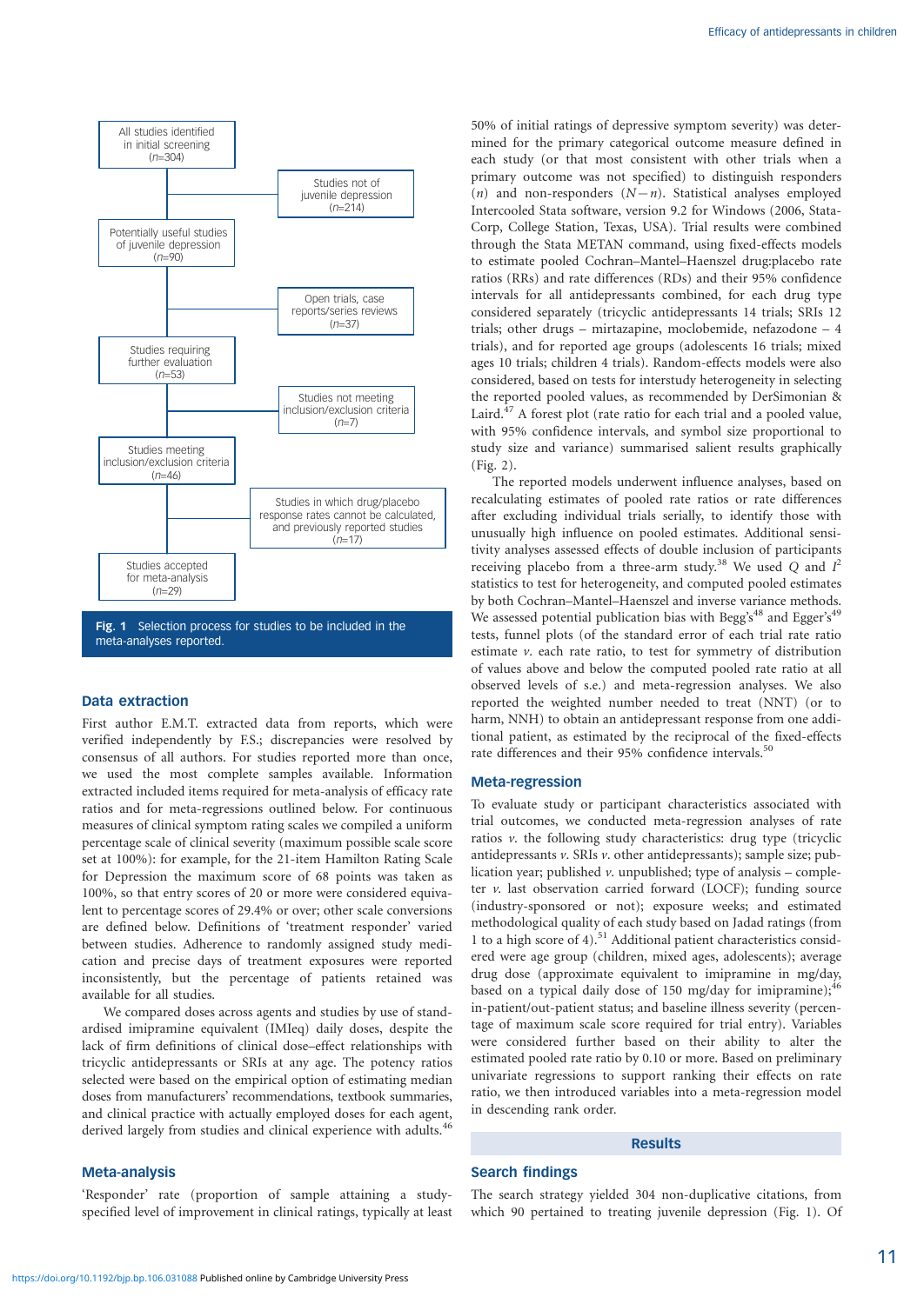All studies identified in initial screening (n=304)

Studies not of juvenile depression (n=214)

Potentially useful studies of juvenile depression (n=90)

Open trials, case reports/series reviews (n=37)

Studies requiring further evaluation (n=53)

Studies not meeting inclusion/exclusion criteria (n=7)

Studies meeting inclusion/exclusion criteria (n=46)

Studies in which drug/placebo response rates cannot be calculated, and previously reported studies (n=17)

Studies accepted for meta-analysis (n=29)

**Fig. 1** Selection process for studies to be included in the meta-analyses reported.

## Data extraction

First author E.M.T. extracted data from reports, which were verified independently by F.S.; discrepancies were resolved by consensus of all authors. For studies reported more than once, we used the most complete samples available. Information extracted included items required for meta-analysis of efficacy rate ratios and for meta-regressions outlined below. For continuous measures of clinical symptom rating scales we compiled a uniform percentage scale of clinical severity (maximum possible scale score set at 100%): for example, for the 21-item Hamilton Rating Scale for Depression the maximum score of 68 points was taken as 100%, so that entry scores of 20 or more were considered equivalent to percentage scores of 29.4% or over; other scale conversions are defined below. Definitions of 'treatment responder' varied between studies. Adherence to randomly assigned study medication and precise days of treatment exposures were reported inconsistently, but the percentage of patients retained was available for all studies.

We compared doses across agents and studies by use of standardised imipramine equivalent (IMIeq) daily doses, despite the lack of firm definitions of clinical dose–effect relationships with tricyclic antidepressants or SRIs at any age. The potency ratios selected were based on the empirical option of estimating median doses from manufacturers' recommendations, textbook summaries, and clinical practice with actually employed doses for each agent, derived largely from studies and clinical experience with adults.[46]

## Meta-analysis

'Responder' rate (proportion of sample attaining a study-specified level of improvement in clinical ratings, typically at least 50% of initial ratings of depressive symptom severity) was determined for the primary categorical outcome measure defined in each study (or that most consistent with other trials when a primary outcome was not specified) to distinguish responders ($n$) and non-responders ($N-n$). Statistical analyses employed Intercooled Stata software, version 9.2 for Windows (2006, Stata-Corp, College Station, Texas, USA). Trial results were combined through the Stata METAN command, using fixed-effects models to estimate pooled Cochran–Mantel–Haenszel drug:placebo rate ratios (RRs) and rate differences (RDs) and their 95% confidence intervals for all antidepressants combined, for each drug type considered separately (tricyclic antidepressants 14 trials; SRIs 12 trials; other drugs – mirtazapine, moclobemide, nefazodone – 4 trials), and for reported age groups (adolescents 16 trials; mixed ages 10 trials; children 4 trials). Random-effects models were also considered, based on tests for interstudy heterogeneity in selecting the reported pooled values, as recommended by DerSimonian & Laird.[47] A forest plot (rate ratio for each trial and a pooled value, with 95% confidence intervals, and symbol size proportional to study size and variance) summarised salient results graphically (Fig. 2).

The reported models underwent influence analyses, based on recalculating estimates of pooled rate ratios or rate differences after excluding individual trials serially, to identify those with unusually high influence on pooled estimates. Additional sensitivity analyses assessed effects of double inclusion of participants receiving placebo from a three-arm study.[38] We used $Q$ and $I^2$ statistics to test for heterogeneity, and computed pooled estimates by both Cochran–Mantel–Haenszel and inverse variance methods. We assessed potential publication bias with Begg's[48] and Egger's[49] tests, funnel plots (of the standard error of each trial rate ratio estimate *v.* each rate ratio, to test for symmetry of distribution of values above and below the computed pooled rate ratio at all observed levels of s.e.) and meta-regression analyses. We also reported the weighted number needed to treat (NNT) (or to harm, NNH) to obtain an antidepressant response from one additional patient, as estimated by the reciprocal of the fixed-effects rate differences and their 95% confidence intervals.[50]

## Meta-regression

To evaluate study or participant characteristics associated with trial outcomes, we conducted meta-regression analyses of rate ratios *v.* the following study characteristics: drug type (tricyclic antidepressants *v.* SRIs *v.* other antidepressants); sample size; publication year; published *v.* unpublished; type of analysis – completer *v.* last observation carried forward (LOCF); funding source (industry-sponsored or not); exposure weeks; and estimated methodological quality of each study based on Jadad ratings (from 1 to a high score of 4).[51] Additional patient characteristics considered were age group (children, mixed ages, adolescents); average drug dose (approximate equivalent to imipramine in mg/day, based on a typical daily dose of 150 mg/day for imipramine);[46] in-patient/out-patient status; and baseline illness severity (percentage of maximum scale score required for trial entry). Variables were considered further based on their ability to alter the estimated pooled rate ratio by 0.10 or more. Based on preliminary univariate regressions to support ranking their effects on rate ratio, we then introduced variables into a meta-regression model in descending rank order.

# Results

## Search findings

The search strategy yielded 304 non-duplicative citations, from which 90 pertained to treating juvenile depression (Fig. 1). Of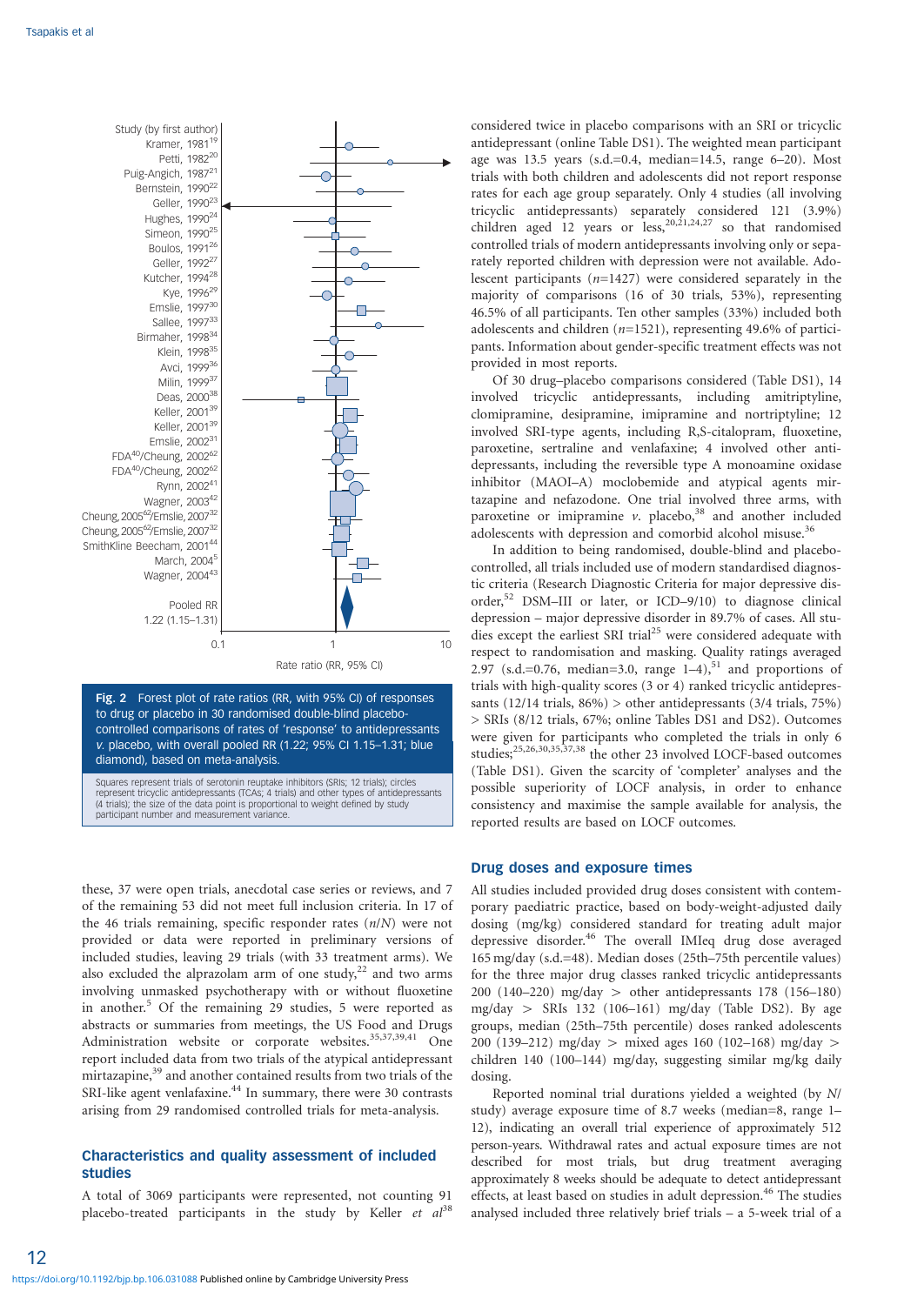Study (by first author)
Kramer, 1981[19]
Petti, 1982[20]
Puig-Angich, 1987[21]
Bernstein, 1990[22]
Geller, 1990[23]
Hughes, 1990[24]
Simeon, 1990[25]
Boulos, 1991[26]
Geller, 1992[27]
Kutcher, 1994[28]
Kye, 1996[29]
Emslie, 1997[30]
Sallee, 1997[33]
Birmaher, 1998[34]
Klein, 1998[35]
Avci, 1999[36]
Milin, 1999[37]
Deas, 2000[38]
Keller, 2001[39]
Keller, 2001[39]
Emslie, 2002[31]
FDA[40]/Cheung, 2002[62]
FDA[40]/Cheung, 2002[62]
Rynn, 2002[41]
Wagner, 2003[42]
Cheung, 2005[62]/Emslie, 2007[32]
Cheung, 2005[62]/Emslie, 2007[32]
SmithKline Beecham, 2001[44]
March, 2004[5]
Wagner, 2004[43]

Pooled RR
1.22 (1.15–1.31)

0.1
1
10
Rate ratio (RR, 95% CI)

**Fig. 2** Forest plot of rate ratios (RR, with 95% CI) of responses to drug or placebo in 30 randomised double-blind placebo-controlled comparisons of rates of 'response' to antidepressants *v.* placebo, with overall pooled RR (1.22; 95% CI 1.15–1.31; blue diamond), based on meta-analysis.

Squares represent trials of serotonin reuptake inhibitors (SRIs; 12 trials); circles represent tricyclic antidepressants (TCAs; 4 trials) and other types of antidepressants (4 trials); the size of the data point is proportional to weight defined by study participant number and measurement variance.

these, 37 were open trials, anecdotal case series or reviews, and 7 of the remaining 53 did not meet full inclusion criteria. In 17 of the 46 trials remaining, specific responder rates ($n/N$) were not provided or data were reported in preliminary versions of included studies, leaving 29 trials (with 33 treatment arms). We also excluded the alprazolam arm of one study,[22] and two arms involving unmasked psychotherapy with or without fluoxetine in another.[5] Of the remaining 29 studies, 5 were reported as abstracts or summaries from meetings, the US Food and Drugs Administration website or corporate websites.[35,37,39,41] One report included data from two trials of the atypical antidepressant mirtazapine,[39] and another contained results from two trials of the SRI-like agent venlafaxine.[44] In summary, there were 30 contrasts arising from 29 randomised controlled trials for meta-analysis.

## Characteristics and quality assessment of included studies

A total of 3069 participants were represented, not counting 91 placebo-treated participants in the study by Keller *et al*[38] considered twice in placebo comparisons with an SRI or tricyclic antidepressant (online Table DS1). The weighted mean participant age was 13.5 years (s.d.=0.4, median=14.5, range 6–20). Most trials with both children and adolescents did not report response rates for each age group separately. Only 4 studies (all involving tricyclic antidepressants) separately considered 121 (3.9%) children aged 12 years or less,[20,21,24,27] so that randomised controlled trials of modern antidepressants involving only or separately reported children with depression were not available. Adolescent participants ($n$=1427) were considered separately in the majority of comparisons (16 of 30 trials, 53%), representing 46.5% of all participants. Ten other samples (33%) included both adolescents and children ($n$=1521), representing 49.6% of participants. Information about gender-specific treatment effects was not provided in most reports.

Of 30 drug–placebo comparisons considered (Table DS1), 14 involved tricyclic antidepressants, including amitriptyline, clomipramine, desipramine, imipramine and nortriptyline; 12 involved SRI-type agents, including R,S-citalopram, fluoxetine, paroxetine, sertraline and venlafaxine; 4 involved other antidepressants, including the reversible type A monoamine oxidase inhibitor (MAOI–A) moclobemide and atypical agents mirtazapine and nefazodone. One trial involved three arms, with paroxetine or imipramine *v.* placebo,[38] and another included adolescents with depression and comorbid alcohol misuse.[36]

In addition to being randomised, double-blind and placebo-controlled, all trials included use of modern standardised diagnostic criteria (Research Diagnostic Criteria for major depressive disorder,[52] DSM–III or later, or ICD–9/10) to diagnose clinical depression – major depressive disorder in 89.7% of cases. All studies except the earliest SRI trial[25] were considered adequate with respect to randomisation and masking. Quality ratings averaged 2.97 (s.d.=0.76, median=3.0, range 1–4),[51] and proportions of trials with high-quality scores (3 or 4) ranked tricyclic antidepressants (12/14 trials, 86%) > other antidepressants (3/4 trials, 75%) > SRIs (8/12 trials, 67%; online Tables DS1 and DS2). Outcomes were given for participants who completed the trials in only 6 studies;[25,26,30,35,37,38] the other 23 involved LOCF-based outcomes (Table DS1). Given the scarcity of 'completer' analyses and the possible superiority of LOCF analysis, in order to enhance consistency and maximise the sample available for analysis, the reported results are based on LOCF outcomes.

## Drug doses and exposure times

All studies included provided drug doses consistent with contemporary paediatric practice, based on body-weight-adjusted daily dosing (mg/kg) considered standard for treating adult major depressive disorder.[46] The overall IMIeq drug dose averaged 165 mg/day (s.d.=48). Median doses (25th–75th percentile values) for the three major drug classes ranked tricyclic antidepressants 200 (140–220) mg/day > other antidepressants 178 (156–180) mg/day > SRIs 132 (106–161) mg/day (Table DS2). By age groups, median (25th–75th percentile) doses ranked adolescents 200 (139–212) mg/day > mixed ages 160 (102–168) mg/day > children 140 (100–144) mg/day, suggesting similar mg/kg daily dosing.

Reported nominal trial durations yielded a weighted (by $N$/study) average exposure time of 8.7 weeks (median=8, range 1–12), indicating an overall trial experience of approximately 512 person-years. Withdrawal rates and actual exposure times are not described for most trials, but drug treatment averaging approximately 8 weeks should be adequate to detect antidepressant effects, at least based on studies in adult depression.[46] The studies analysed included three relatively brief trials – a 5-week trial of a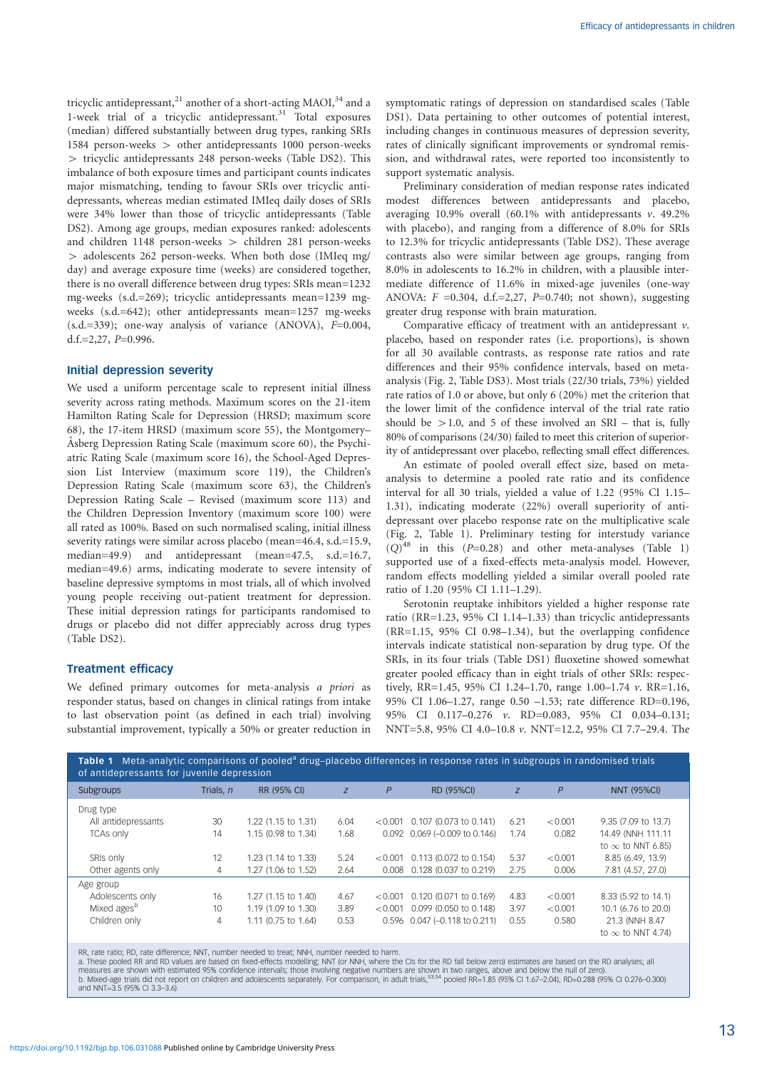tricyclic antidepressant,[21] another of a short-acting MAOI,[34] and a 1-week trial of a tricyclic antidepressant.[31] Total exposures (median) differed substantially between drug types, ranking SRIs 1584 person-weeks > other antidepressants 1000 person-weeks > tricyclic antidepressants 248 person-weeks (Table DS2). This imbalance of both exposure times and participant counts indicates major mismatching, tending to favour SRIs over tricyclic antidepressants, whereas median estimated IMIeq daily doses of SRIs were 34% lower than those of tricyclic antidepressants (Table DS2). Among age groups, median exposures ranked: adolescents and children 1148 person-weeks > children 281 person-weeks > adolescents 262 person-weeks. When both dose (IMIeq mg/day) and average exposure time (weeks) are considered together, there is no overall difference between drug types: SRIs mean=1232 mg-weeks (s.d.=269); tricyclic antidepressants mean=1239 mg-weeks (s.d.=642); other antidepressants mean=1257 mg-weeks (s.d.=339); one-way analysis of variance (ANOVA), $F$=0.004, d.f.=2,27, $P$=0.996.

## Initial depression severity

We used a uniform percentage scale to represent initial illness severity across rating methods. Maximum scores on the 21-item Hamilton Rating Scale for Depression (HRSD; maximum score 68), the 17-item HRSD (maximum score 55), the Montgomery–Åsberg Depression Rating Scale (maximum score 60), the Psychiatric Rating Scale (maximum score 16), the School-Aged Depression List Interview (maximum score 119), the Children's Depression Rating Scale (maximum score 63), the Children's Depression Rating Scale – Revised (maximum score 113) and the Children Depression Inventory (maximum score 100) were all rated as 100%. Based on such normalised scaling, initial illness severity ratings were similar across placebo (mean=46.4, s.d.=15.9, median=49.9) and antidepressant (mean=47.5, s.d.=16.7, median=49.6) arms, indicating moderate to severe intensity of baseline depressive symptoms in most trials, all of which involved young people receiving out-patient treatment for depression. These initial depression ratings for participants randomised to drugs or placebo did not differ appreciably across drug types (Table DS2).

## Treatment efficacy

We defined primary outcomes for meta-analysis *a priori* as responder status, based on changes in clinical ratings from intake to last observation point (as defined in each trial) involving substantial improvement, typically a 50% or greater reduction in symptomatic ratings of depression on standardised scales (Table DS1). Data pertaining to other outcomes of potential interest, including changes in continuous measures of depression severity, rates of clinically significant improvements or syndromal remission, and withdrawal rates, were reported too inconsistently to support systematic analysis.

Preliminary consideration of median response rates indicated modest differences between antidepressants and placebo, averaging 10.9% overall (60.1% with antidepressants *v.* 49.2% with placebo), and ranging from a difference of 8.0% for SRIs to 12.3% for tricyclic antidepressants (Table DS2). These average contrasts also were similar between age groups, ranging from 8.0% in adolescents to 16.2% in children, with a plausible intermediate difference of 11.6% in mixed-age juveniles (one-way ANOVA: $F$ =0.304, d.f.=2,27, $P$=0.740; not shown), suggesting greater drug response with brain maturation.

Comparative efficacy of treatment with an antidepressant *v.* placebo, based on responder rates (i.e. proportions), is shown for all 30 available contrasts, as response rate ratios and rate differences and their 95% confidence intervals, based on meta-analysis (Fig. 2, Table DS3). Most trials (22/30 trials, 73%) yielded rate ratios of 1.0 or above, but only 6 (20%) met the criterion that the lower limit of the confidence interval of the trial rate ratio should be >1.0, and 5 of these involved an SRI – that is, fully 80% of comparisons (24/30) failed to meet this criterion of superiority of antidepressant over placebo, reflecting small effect differences.

An estimate of pooled overall effect size, based on meta-analysis to determine a pooled rate ratio and its confidence interval for all 30 trials, yielded a value of 1.22 (95% CI 1.15–1.31), indicating moderate (22%) overall superiority of antidepressant over placebo response rate on the multiplicative scale (Fig. 2, Table 1). Preliminary testing for interstudy variance ($Q$)[48] in this ($P$=0.28) and other meta-analyses (Table 1) supported use of a fixed-effects meta-analysis model. However, random effects modelling yielded a similar overall pooled rate ratio of 1.20 (95% CI 1.11–1.29).

Serotonin reuptake inhibitors yielded a higher response rate ratio (RR=1.23, 95% CI 1.14–1.33) than tricyclic antidepressants (RR=1.15, 95% CI 0.98–1.34), but the overlapping confidence intervals indicate statistical non-separation by drug type. Of the SRIs, in its four trials (Table DS1) fluoxetine showed somewhat greater pooled efficacy than in eight trials of other SRIs: respectively, RR=1.45, 95% CI 1.24–1.70, range 1.00–1.74 *v.* RR=1.16, 95% CI 1.06–1.27, range 0.50 –1.53; rate difference RD=0.196, 95% CI 0.117–0.276 *v.* RD=0.083, 95% CI 0.034–0.131; NNT=5.8, 95% CI 4.0–10.8 *v.* NNT=12.2, 95% CI 7.7–29.4. The

**Table 1** Meta-analytic comparisons of pooled[a] drug–placebo differences in response rates in subgroups in randomised trials of antidepressants for juvenile depression

| Subgroups | Trials, $n$ | RR (95% CI) | $z$ | $P$ | RD (95%CI) | $z$ | $P$ | NNT (95%CI) |
|---|---|---|---|---|---|---|---|---|
| Drug type | | | | | | | | |
| All antidepressants | 30 | 1.22 (1.15 to 1.31) | 6.04 | <0.001 | 0.107 (0.073 to 0.141) | 6.21 | <0.001 | 9.35 (7.09 to 13.7) |
| TCAs only | 14 | 1.15 (0.98 to 1.34) | 1.68 | 0.092 | 0.069 (−0.009 to 0.146) | 1.74 | 0.082 | 14.49 (NNH 111.11 to ∞ to NNT 6.85) |
| SRIs only | 12 | 1.23 (1.14 to 1.33) | 5.24 | <0.001 | 0.113 (0.072 to 0.154) | 5.37 | <0.001 | 8.85 (6.49, 13.9) |
| Other agents only | 4 | 1.27 (1.06 to 1.52) | 2.64 | 0.008 | 0.128 (0.037 to 0.219) | 2.75 | 0.006 | 7.81 (4.57, 27.0) |
| Age group | | | | | | | | |
| Adolescents only | 16 | 1.27 (1.15 to 1.40) | 4.67 | <0.001 | 0.120 (0.071 to 0.169) | 4.83 | <0.001 | 8.33 (5.92 to 14.1) |
| Mixed ages[b] | 10 | 1.19 (1.09 to 1.30) | 3.89 | <0.001 | 0.099 (0.050 to 0.148) | 3.97 | <0.001 | 10.1 (6.76 to 20.0) |
| Children only | 4 | 1.11 (0.75 to 1.64) | 0.53 | 0.596 | 0.047 (−0.118 to 0.211) | 0.55 | 0.580 | 21.3 (NNH 8.47 to ∞ to NNT 4.74) |

RR, rate ratio; RD, rate difference; NNT, number needed to treat; NNH, number needed to harm.
a. These pooled RR and RD values are based on fixed-effects modelling; NNT (or NNH, where the CIs for the RD fall below zero) estimates are based on the RD analyses; all measures are shown with estimated 95% confidence intervals; those involving negative numbers are shown in two ranges, above and below the null of zero).
b. Mixed-age trials did not report on children and adolescents separately. For comparison, in adult trials,[53,54] pooled RR=1.85 (95% CI 1.67–2.04), RD=0.288 (95% CI 0.276–0.300) and NNT=3.5 (95% CI 3.3–3.6).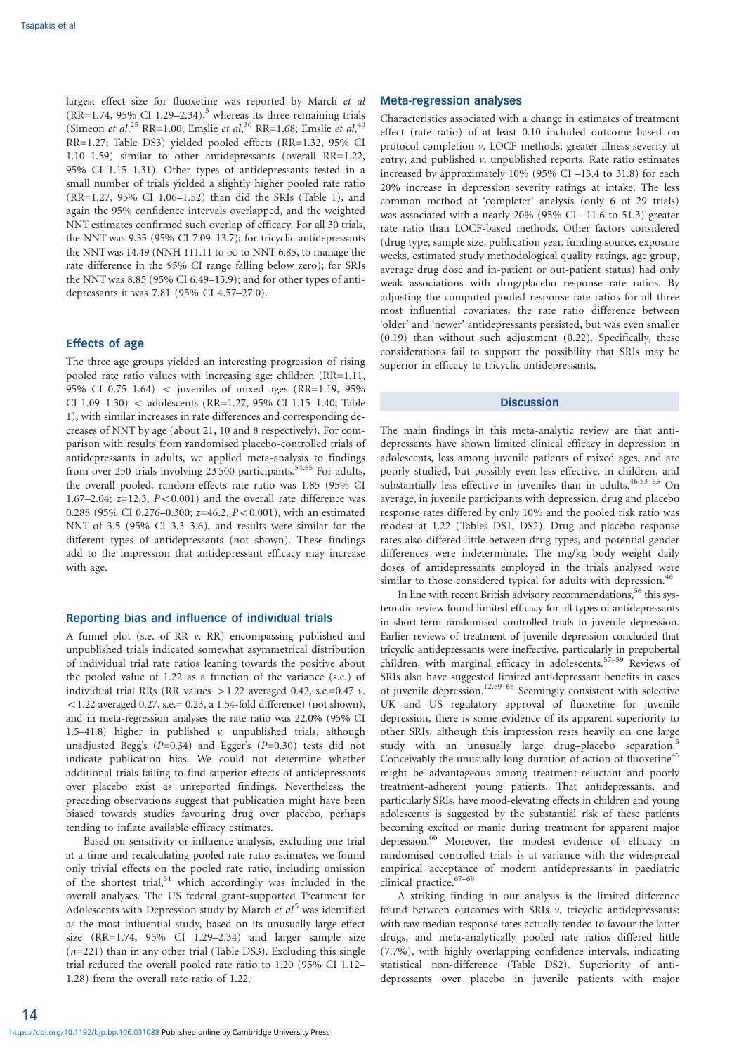largest effect size for fluoxetine was reported by March *et al* (RR=1.74, 95% CI 1.29–2.34),[5] whereas its three remaining trials (Simeon *et al*,[25] RR=1.00; Emslie *et al*,[30] RR=1.68; Emslie *et al*,[40] RR=1.27; Table DS3) yielded pooled effects (RR=1.32, 95% CI 1.10–1.59) similar to other antidepressants (overall RR=1.22, 95% CI 1.15–1.31). Other types of antidepressants tested in a small number of trials yielded a slightly higher pooled rate ratio (RR=1.27, 95% CI 1.06–1.52) than did the SRIs (Table 1), and again the 95% confidence intervals overlapped, and the weighted NNT estimates confirmed such overlap of efficacy. For all 30 trials, the NNT was 9.35 (95% CI 7.09–13.7); for tricyclic antidepressants the NNT was 14.49 (NNH 111.11 to $\infty$ to NNT 6.85, to manage the rate difference in the 95% CI range falling below zero); for SRIs the NNT was 8.85 (95% CI 6.49–13.9); and for other types of antidepressants it was 7.81 (95% CI 4.57–27.0).

## Effects of age

The three age groups yielded an interesting progression of rising pooled rate ratio values with increasing age: children (RR=1.11, 95% CI 0.75–1.64) < juveniles of mixed ages (RR=1.19, 95% CI 1.09–1.30) < adolescents (RR=1.27, 95% CI 1.15–1.40; Table 1), with similar increases in rate differences and corresponding decreases of NNT by age (about 21, 10 and 8 respectively). For comparison with results from randomised placebo-controlled trials of antidepressants in adults, we applied meta-analysis to findings from over 250 trials involving 23 500 participants.[54,55] For adults, the overall pooled, random-effects rate ratio was 1.85 (95% CI 1.67–2.04; $z$=12.3, $P<0.001$) and the overall rate difference was 0.288 (95% CI 0.276–0.300; $z$=46.2, $P<0.001$), with an estimated NNT of 3.5 (95% CI 3.3–3.6), and results were similar for the different types of antidepressants (not shown). These findings add to the impression that antidepressant efficacy may increase with age.

## Reporting bias and influence of individual trials

A funnel plot (s.e. of RR *v*. RR) encompassing published and unpublished trials indicated somewhat asymmetrical distribution of individual trial rate ratios leaning towards the positive about the pooled value of 1.22 as a function of the variance (s.e.) of individual trial RRs (RR values >1.22 averaged 0.42, s.e.=0.47 *v*. <1.22 averaged 0.27, s.e.= 0.23, a 1.54-fold difference) (not shown), and in meta-regression analyses the rate ratio was 22.0% (95% CI 1.5–41.8) higher in published *v*. unpublished trials, although unadjusted Begg's ($P$=0.34) and Egger's ($P$=0.30) tests did not indicate publication bias. We could not determine whether additional trials failing to find superior effects of antidepressants over placebo exist as unreported findings. Nevertheless, the preceding observations suggest that publication might have been biased towards studies favouring drug over placebo, perhaps tending to inflate available efficacy estimates.

Based on sensitivity or influence analysis, excluding one trial at a time and recalculating pooled rate ratio estimates, we found only trivial effects on the pooled rate ratio, including omission of the shortest trial,[31] which accordingly was included in the overall analyses. The US federal grant-supported Treatment for Adolescents with Depression study by March *et al*[5] was identified as the most influential study, based on its unusually large effect size (RR=1.74, 95% CI 1.29–2.34) and larger sample size ($n$=221) than in any other trial (Table DS3). Excluding this single trial reduced the overall pooled rate ratio to 1.20 (95% CI 1.12–1.28) from the overall rate ratio of 1.22.

## Meta-regression analyses

Characteristics associated with a change in estimates of treatment effect (rate ratio) of at least 0.10 included outcome based on protocol completion *v*. LOCF methods; greater illness severity at entry; and published *v*. unpublished reports. Rate ratio estimates increased by approximately 10% (95% CI –13.4 to 31.8) for each 20% increase in depression severity ratings at intake. The less common method of 'completer' analysis (only 6 of 29 trials) was associated with a nearly 20% (95% CI –11.6 to 51.3) greater rate ratio than LOCF-based methods. Other factors considered (drug type, sample size, publication year, funding source, exposure weeks, estimated study methodological quality ratings, age group, average drug dose and in-patient or out-patient status) had only weak associations with drug/placebo response rate ratios. By adjusting the computed pooled response rate ratios for all three most influential covariates, the rate ratio difference between 'older' and 'newer' antidepressants persisted, but was even smaller (0.19) than without such adjustment (0.22). Specifically, these considerations fail to support the possibility that SRIs may be superior in efficacy to tricyclic antidepressants.

# Discussion

The main findings in this meta-analytic review are that antidepressants have shown limited clinical efficacy in depression in adolescents, less among juvenile patients of mixed ages, and are poorly studied, but possibly even less effective, in children, and substantially less effective in juveniles than in adults.[46,53–55] On average, in juvenile participants with depression, drug and placebo response rates differed by only 10% and the pooled risk ratio was modest at 1.22 (Tables DS1, DS2). Drug and placebo response rates also differed little between drug types, and potential gender differences were indeterminate. The mg/kg body weight daily doses of antidepressants employed in the trials analysed were similar to those considered typical for adults with depression.[46]

In line with recent British advisory recommendations,[56] this systematic review found limited efficacy for all types of antidepressants in short-term randomised controlled trials in juvenile depression. Earlier reviews of treatment of juvenile depression concluded that tricyclic antidepressants were ineffective, particularly in prepubertal children, with marginal efficacy in adolescents.[57–59] Reviews of SRIs also have suggested limited antidepressant benefits in cases of juvenile depression.[12,59–65] Seemingly consistent with selective UK and US regulatory approval of fluoxetine for juvenile depression, there is some evidence of its apparent superiority to other SRIs, although this impression rests heavily on one large study with an unusually large drug–placebo separation.[5] Conceivably the unusually long duration of action of fluoxetine[46] might be advantageous among treatment-reluctant and poorly treatment-adherent young patients. That antidepressants, and particularly SRIs, have mood-elevating effects in children and young adolescents is suggested by the substantial risk of these patients becoming excited or manic during treatment for apparent major depression.[66] Moreover, the modest evidence of efficacy in randomised controlled trials is at variance with the widespread empirical acceptance of modern antidepressants in paediatric clinical practice.[67–69]

A striking finding in our analysis is the limited difference found between outcomes with SRIs *v*. tricyclic antidepressants: with raw median response rates actually tended to favour the latter drugs, and meta-analytically pooled rate ratios differed little (7.7%), with highly overlapping confidence intervals, indicating statistical non-difference (Table DS2). Superiority of antidepressants over placebo in juvenile patients with major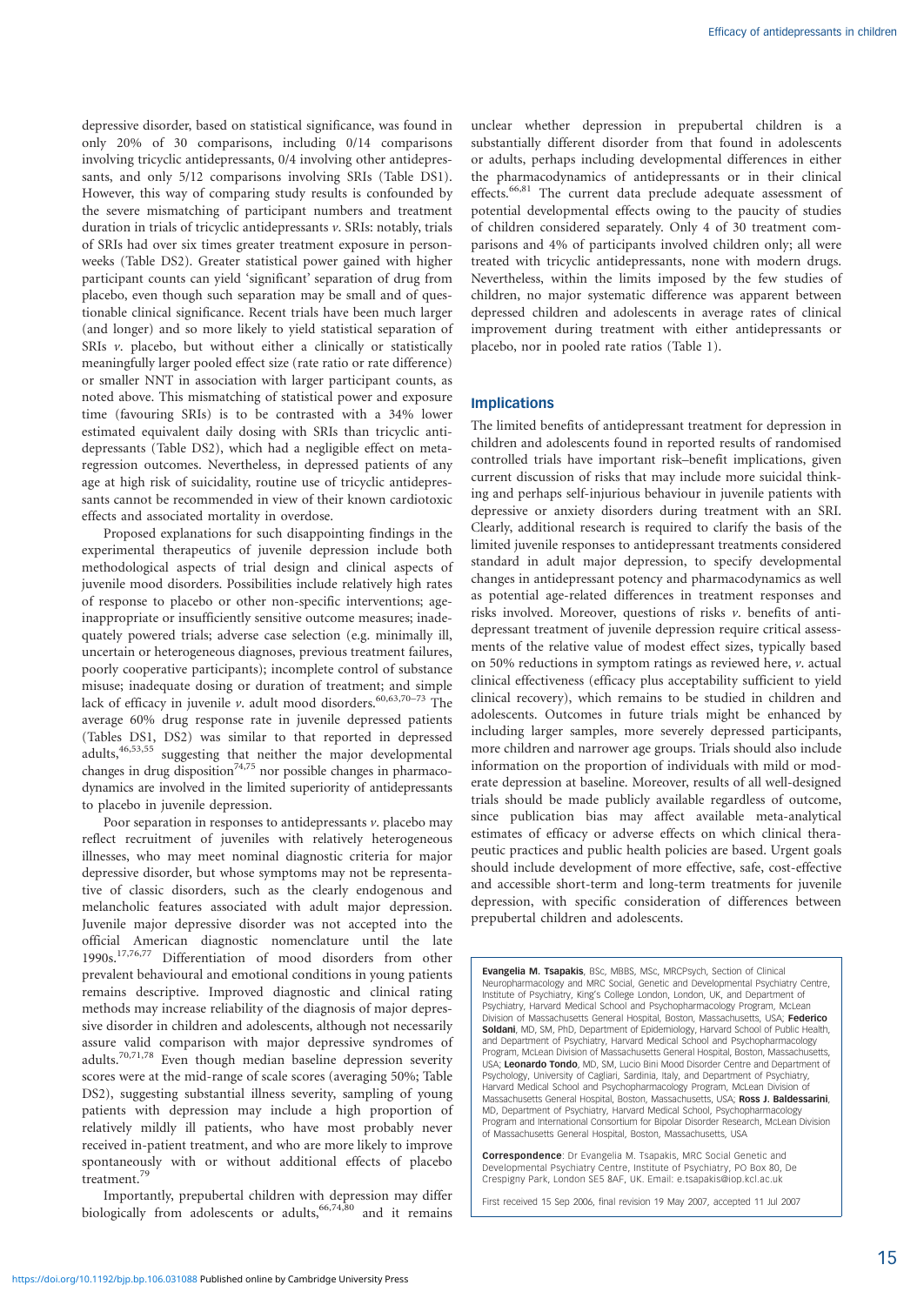depressive disorder, based on statistical significance, was found in only 20% of 30 comparisons, including 0/14 comparisons involving tricyclic antidepressants, 0/4 involving other antidepressants, and only 5/12 comparisons involving SRIs (Table DS1). However, this way of comparing study results is confounded by the severe mismatching of participant numbers and treatment duration in trials of tricyclic antidepressants *v*. SRIs: notably, trials of SRIs had over six times greater treatment exposure in person-weeks (Table DS2). Greater statistical power gained with higher participant counts can yield 'significant' separation of drug from placebo, even though such separation may be small and of questionable clinical significance. Recent trials have been much larger (and longer) and so more likely to yield statistical separation of SRIs *v*. placebo, but without either a clinically or statistically meaningfully larger pooled effect size (rate ratio or rate difference) or smaller NNT in association with larger participant counts, as noted above. This mismatching of statistical power and exposure time (favouring SRIs) is to be contrasted with a 34% lower estimated equivalent daily dosing with SRIs than tricyclic antidepressants (Table DS2), which had a negligible effect on meta-regression outcomes. Nevertheless, in depressed patients of any age at high risk of suicidality, routine use of tricyclic antidepressants cannot be recommended in view of their known cardiotoxic effects and associated mortality in overdose.

Proposed explanations for such disappointing findings in the experimental therapeutics of juvenile depression include both methodological aspects of trial design and clinical aspects of juvenile mood disorders. Possibilities include relatively high rates of response to placebo or other non-specific interventions; age-inappropriate or insufficiently sensitive outcome measures; inadequately powered trials; adverse case selection (e.g. minimally ill, uncertain or heterogeneous diagnoses, previous treatment failures, poorly cooperative participants); incomplete control of substance misuse; inadequate dosing or duration of treatment; and simple lack of efficacy in juvenile *v*. adult mood disorders.[60,63,70–73] The average 60% drug response rate in juvenile depressed patients (Tables DS1, DS2) was similar to that reported in depressed adults,[46,53,55] suggesting that neither the major developmental changes in drug disposition[74,75] nor possible changes in pharmacodynamics are involved in the limited superiority of antidepressants to placebo in juvenile depression.

Poor separation in responses to antidepressants *v*. placebo may reflect recruitment of juveniles with relatively heterogeneous illnesses, who may meet nominal diagnostic criteria for major depressive disorder, but whose symptoms may not be representative of classic disorders, such as the clearly endogenous and melancholic features associated with adult major depression. Juvenile major depressive disorder was not accepted into the official American diagnostic nomenclature until the late 1990s.[17,76,77] Differentiation of mood disorders from other prevalent behavioural and emotional conditions in young patients remains descriptive. Improved diagnostic and clinical rating methods may increase reliability of the diagnosis of major depressive disorder in children and adolescents, although not necessarily assure valid comparison with major depressive syndromes of adults.[70,71,78] Even though median baseline depression severity scores were at the mid-range of scale scores (averaging 50%; Table DS2), suggesting substantial illness severity, sampling of young patients with depression may include a high proportion of relatively mildly ill patients, who have most probably never received in-patient treatment, and who are more likely to improve spontaneously with or without additional effects of placebo treatment.[79]

Importantly, prepubertal children with depression may differ biologically from adolescents or adults,[66,74,80] and it remains unclear whether depression in prepubertal children is a substantially different disorder from that found in adolescents or adults, perhaps including developmental differences in either the pharmacodynamics of antidepressants or in their clinical effects.[66,81] The current data preclude adequate assessment of potential developmental effects owing to the paucity of studies of children considered separately. Only 4 of 30 treatment comparisons and 4% of participants involved children only; all were treated with tricyclic antidepressants, none with modern drugs. Nevertheless, within the limits imposed by the few studies of children, no major systematic difference was apparent between depressed children and adolescents in average rates of clinical improvement during treatment with either antidepressants or placebo, nor in pooled rate ratios (Table 1).

## Implications

The limited benefits of antidepressant treatment for depression in children and adolescents found in reported results of randomised controlled trials have important risk–benefit implications, given current discussion of risks that may include more suicidal thinking and perhaps self-injurious behaviour in juvenile patients with depressive or anxiety disorders during treatment with an SRI. Clearly, additional research is required to clarify the basis of the limited juvenile responses to antidepressant treatments considered standard in adult major depression, to specify developmental changes in antidepressant potency and pharmacodynamics as well as potential age-related differences in treatment responses and risks involved. Moreover, questions of risks *v*. benefits of antidepressant treatment of juvenile depression require critical assessments of the relative value of modest effect sizes, typically based on 50% reductions in symptom ratings as reviewed here, *v*. actual clinical effectiveness (efficacy plus acceptability sufficient to yield clinical recovery), which remains to be studied in children and adolescents. Outcomes in future trials might be enhanced by including larger samples, more severely depressed participants, more children and narrower age groups. Trials should also include information on the proportion of individuals with mild or moderate depression at baseline. Moreover, results of all well-designed trials should be made publicly available regardless of outcome, since publication bias may affect available meta-analytical estimates of efficacy or adverse effects on which clinical therapeutic practices and public health policies are based. Urgent goals should include development of more effective, safe, cost-effective and accessible short-term and long-term treatments for juvenile depression, with specific consideration of differences between prepubertal children and adolescents.

**Evangelia M. Tsapakis**, BSc, MBBS, MSc, MRCPsych, Section of Clinical Neuropharmacology and MRC Social, Genetic and Developmental Psychiatry Centre, Institute of Psychiatry, King's College London, London, UK, and Department of Psychiatry, Harvard Medical School and Psychopharmacology Program, McLean Division of Massachusetts General Hospital, Boston, Massachusetts, USA; **Federico Soldani**, MD, SM, PhD, Department of Epidemiology, Harvard School of Public Health, and Department of Psychiatry, Harvard Medical School and Psychopharmacology Program, McLean Division of Massachusetts General Hospital, Boston, Massachusetts, USA; **Leonardo Tondo**, MD, SM, Lucio Bini Mood Disorder Centre and Department of Psychology, University of Cagliari, Sardinia, Italy, and Department of Psychiatry, Harvard Medical School and Psychopharmacology Program, McLean Division of Massachusetts General Hospital, Boston, Massachusetts, USA; **Ross J. Baldessarini**, MD, Department of Psychiatry, Harvard Medical School, Psychopharmacology Program and International Consortium for Bipolar Disorder Research, McLean Division of Massachusetts General Hospital, Boston, Massachusetts, USA

**Correspondence**: Dr Evangelia M. Tsapakis, MRC Social Genetic and Developmental Psychiatry Centre, Institute of Psychiatry, PO Box 80, De Crespigny Park, London SE5 8AF, UK. Email: e.tsapakis@iop.kcl.ac.uk

First received 15 Sep 2006, final revision 19 May 2007, accepted 11 Jul 2007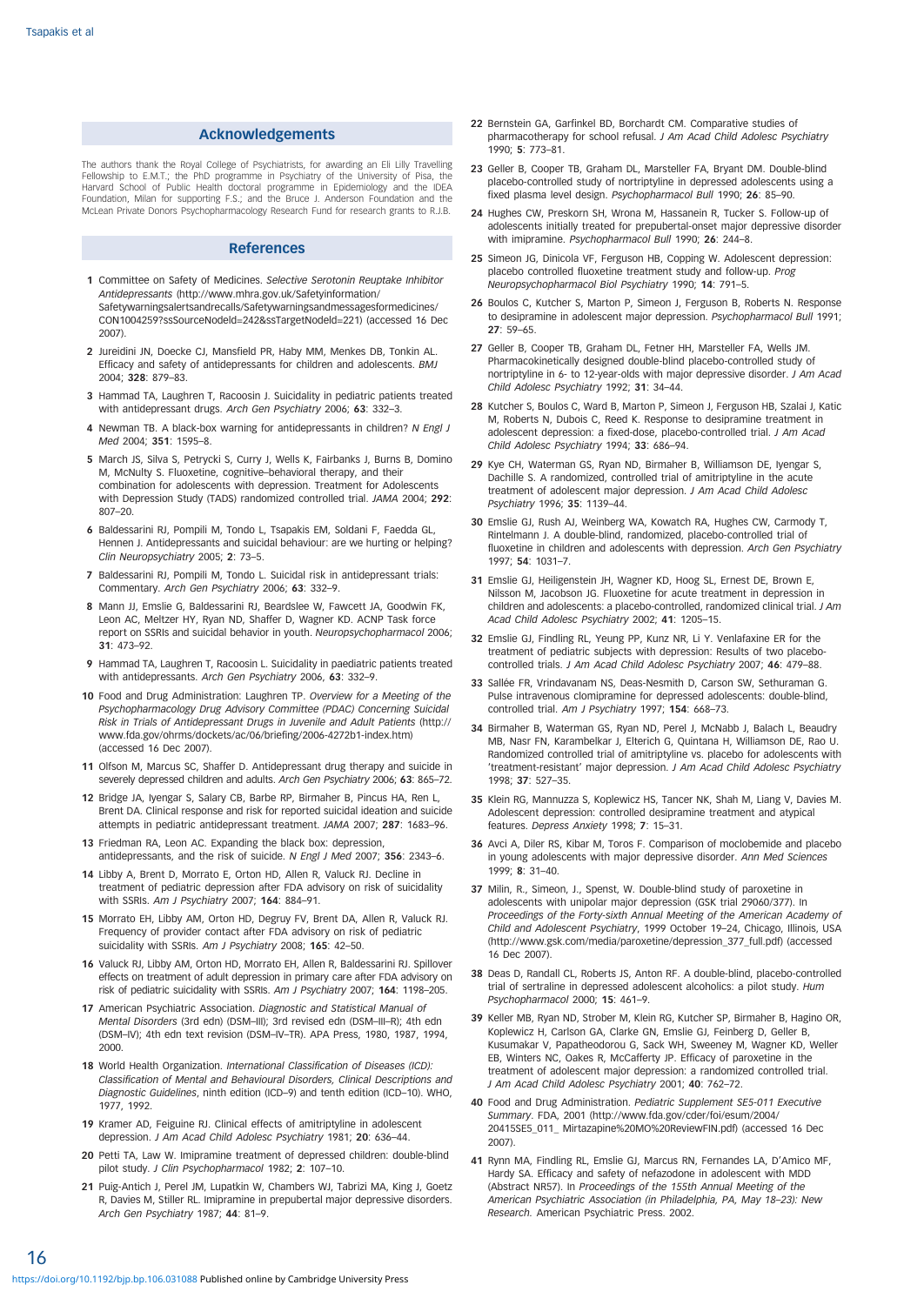## Acknowledgements

The authors thank the Royal College of Psychiatrists, for awarding an Eli Lilly Travelling Fellowship to E.M.T.; the PhD programme in Psychiatry of the University of Pisa, the Harvard School of Public Health doctoral programme in Epidemiology and the IDEA Foundation, Milan for supporting F.S.; and the Bruce J. Anderson Foundation and the McLean Private Donors Psychopharmacology Research Fund for research grants to R.J.B.

## References

1 Committee on Safety of Medicines. *Selective Serotonin Reuptake Inhibitor Antidepressants* (http://www.mhra.gov.uk/Safetyinformation/Safetywarningsalertsandrecalls/Safetywarningsandmessagesformedicines/CON1004259?ssSourceNodeId=242&ssTargetNodeId=221) (accessed 16 Dec 2007).

2 Jureidini JN, Doecke CJ, Mansfield PR, Haby MM, Menkes DB, Tonkin AL. Efficacy and safety of antidepressants for children and adolescents. *BMJ* 2004; **328**: 879–83.

3 Hammad TA, Laughren T, Racoosin J. Suicidality in pediatric patients treated with antidepressant drugs. *Arch Gen Psychiatry* 2006; **63**: 332–3.

4 Newman TB. A black-box warning for antidepressants in children? *N Engl J Med* 2004; **351**: 1595–8.

5 March JS, Silva S, Petrycki S, Curry J, Wells K, Fairbanks J, Burns B, Domino M, McNulty S. Fluoxetine, cognitive–behavioral therapy, and their combination for adolescents with depression. Treatment for Adolescents with Depression Study (TADS) randomized controlled trial. *JAMA* 2004; **292**: 807–20.

6 Baldessarini RJ, Pompili M, Tondo L, Tsapakis EM, Soldani F, Faedda GL, Hennen J. Antidepressants and suicidal behaviour: are we hurting or helping? *Clin Neuropsychiatry* 2005; **2**: 73–5.

7 Baldessarini RJ, Pompili M, Tondo L. Suicidal risk in antidepressant trials: Commentary. *Arch Gen Psychiatry* 2006; **63**: 332–9.

8 Mann JJ, Emslie G, Baldessarini RJ, Beardslee W, Fawcett JA, Goodwin FK, Leon AC, Meltzer HY, Ryan ND, Shaffer D, Wagner KD. ACNP Task force report on SSRIs and suicidal behavior in youth. *Neuropsychopharmacol* 2006; **31**: 473–92.

9 Hammad TA, Laughren T, Racoosin L. Suicidality in paediatric patients treated with antidepressants. *Arch Gen Psychiatry* 2006, **63**: 332–9.

10 Food and Drug Administration: Laughren TP. *Overview for a Meeting of the Psychopharmacology Drug Advisory Committee (PDAC) Concerning Suicidal Risk in Trials of Antidepressant Drugs in Juvenile and Adult Patients* (http://www.fda.gov/ohrms/dockets/ac/06/briefing/2006-4272b1-index.htm) (accessed 16 Dec 2007).

11 Olfson M, Marcus SC, Shaffer D. Antidepressant drug therapy and suicide in severely depressed children and adults. *Arch Gen Psychiatry* 2006; **63**: 865–72.

12 Bridge JA, Iyengar S, Salary CB, Barbe RP, Birmaher B, Pincus HA, Ren L, Brent DA. Clinical response and risk for reported suicidal ideation and suicide attempts in pediatric antidepressant treatment. *JAMA* 2007; **287**: 1683–96.

13 Friedman RA, Leon AC. Expanding the black box: depression, antidepressants, and the risk of suicide. *N Engl J Med* 2007; **356**: 2343–6.

14 Libby A, Brent D, Morrato E, Orton HD, Allen R, Valuck RJ. Decline in treatment of pediatric depression after FDA advisory on risk of suicidality with SSRIs. *Am J Psychiatry* 2007; **164**: 884–91.

15 Morrato EH, Libby AM, Orton HD, Degruy FV, Brent DA, Allen R, Valuck RJ. Frequency of provider contact after FDA advisory on risk of pediatric suicidality with SSRIs. *Am J Psychiatry* 2008; **165**: 42–50.

16 Valuck RJ, Libby AM, Orton HD, Morrato EH, Allen R, Baldessarini RJ. Spillover effects on treatment of adult depression in primary care after FDA advisory on risk of pediatric suicidality with SSRIs. *Am J Psychiatry* 2007; **164**: 1198–205.

17 American Psychiatric Association. *Diagnostic and Statistical Manual of Mental Disorders* (3rd edn) (DSM–III); 3rd revised edn (DSM–III–R); 4th edn (DSM–IV); 4th edn text revision (DSM–IV–TR). APA Press, 1980, 1987, 1994, 2000.

18 World Health Organization. *International Classification of Diseases (ICD): Classification of Mental and Behavioural Disorders, Clinical Descriptions and Diagnostic Guidelines*, ninth edition (ICD–9) and tenth edition (ICD–10). WHO, 1977, 1992.

19 Kramer AD, Feiguine RJ. Clinical effects of amitriptyline in adolescent depression. *J Am Acad Child Adolesc Psychiatry* 1981; **20**: 636–44.

20 Petti TA, Law W. Imipramine treatment of depressed children: double-blind pilot study. *J Clin Psychopharmacol* 1982; **2**: 107–10.

21 Puig-Antich J, Perel JM, Lupatkin W, Chambers WJ, Tabrizi MA, King J, Goetz R, Davies M, Stiller RL. Imipramine in prepubertal major depressive disorders. *Arch Gen Psychiatry* 1987; **44**: 81–9.

22 Bernstein GA, Garfinkel BD, Borchardt CM. Comparative studies of pharmacotherapy for school refusal. *J Am Acad Child Adolesc Psychiatry* 1990; **5**: 773–81.

23 Geller B, Cooper TB, Graham DL, Marsteller FA, Bryant DM. Double-blind placebo-controlled study of nortriptyline in depressed adolescents using a fixed plasma level design. *Psychopharmacol Bull* 1990; **26**: 85–90.

24 Hughes CW, Preskorn SH, Wrona M, Hassanein R, Tucker S. Follow-up of adolescents initially treated for prepubertal-onset major depressive disorder with imipramine. *Psychopharmacol Bull* 1990; **26**: 244–8.

25 Simeon JG, Dinicola VF, Ferguson HB, Copping W. Adolescent depression: placebo controlled fluoxetine treatment study and follow-up. *Prog Neuropsychopharmacol Biol Psychiatry* 1990; **14**: 791–5.

26 Boulos C, Kutcher S, Marton P, Simeon J, Ferguson B, Roberts N. Response to desipramine treatment in adolescent major depression. *Psychopharmacol Bull* 1991; **27**: 59–65.

27 Geller B, Cooper TB, Graham DL, Fetner HH, Marsteller FA, Wells JM. Pharmacokinetically designed double-blind placebo-controlled study of nortriptyline in 6- to 12-year-olds with major depressive disorder. *J Am Acad Child Adolesc Psychiatry* 1992; **31**: 34–44.

28 Kutcher S, Boulos C, Ward B, Marton P, Simeon J, Ferguson HB, Szalai J, Katic M, Roberts N, Dubois C, Reed K. Response to desipramine treatment in adolescent depression: a fixed-dose, placebo-controlled trial. *J Am Acad Child Adolesc Psychiatry* 1994; **33**: 686–94.

29 Kye CH, Waterman GS, Ryan ND, Birmaher B, Williamson DE, Iyengar S, Dachille S. A randomized, controlled trial of amitriptyline in the acute treatment of adolescent major depression. *J Am Acad Child Adolesc Psychiatry* 1996; **35**: 1139–44.

30 Emslie GJ, Rush AJ, Weinberg WA, Kowatch RA, Hughes CW, Carmody T, Rintelmann J. A double-blind, randomized, placebo-controlled trial of fluoxetine in children and adolescents with depression. *Arch Gen Psychiatry* 1997; **54**: 1031–7.

31 Emslie GJ, Heiligenstein JH, Wagner KD, Hoog SL, Ernest DE, Brown E, Nilsson M, Jacobson JG. Fluoxetine for acute treatment in depression in children and adolescents: a placebo-controlled, randomized clinical trial. *J Am Acad Child Adolesc Psychiatry* 2002; **41**: 1205–15.

32 Emslie GJ, Findling RL, Yeung PP, Kunz NR, Li Y. Venlafaxine ER for the treatment of pediatric subjects with depression: Results of two placebo-controlled trials. *J Am Acad Child Adolesc Psychiatry* 2007; **46**: 479–88.

33 Sallée FR, Vrindavanam NS, Deas-Nesmith D, Carson SW, Sethuraman G. Pulse intravenous clomipramine for depressed adolescents: double-blind, controlled trial. *Am J Psychiatry* 1997; **154**: 668–73.

34 Birmaher B, Waterman GS, Ryan ND, Perel J, McNabb J, Balach L, Beaudry MB, Nasr FN, Karambelkar J, Elterich G, Quintana H, Williamson DE, Rao U. Randomized controlled trial of amitriptyline vs. placebo for adolescents with 'treatment-resistant' major depression. *J Am Acad Child Adolesc Psychiatry* 1998; **37**: 527–35.

35 Klein RG, Mannuzza S, Koplewicz HS, Tancer NK, Shah M, Liang V, Davies M. Adolescent depression: controlled desipramine treatment and atypical features. *Depress Anxiety* 1998; **7**: 15–31.

36 Avci A, Diler RS, Kibar M, Toros F. Comparison of moclobemide and placebo in young adolescents with major depressive disorder. *Ann Med Sciences* 1999; **8**: 31–40.

37 Milin, R., Simeon, J., Spenst, W. Double-blind study of paroxetine in adolescents with unipolar major depression (GSK trial 29060/377). In *Proceedings of the Forty-sixth Annual Meeting of the American Academy of Child and Adolescent Psychiatry*, 1999 October 19–24, Chicago, Illinois, USA (http://www.gsk.com/media/paroxetine/depression_377_full.pdf) (accessed 16 Dec 2007).

38 Deas D, Randall CL, Roberts JS, Anton RF. A double-blind, placebo-controlled trial of sertraline in depressed adolescent alcoholics: a pilot study. *Hum Psychopharmacol* 2000; **15**: 461–9.

39 Keller MB, Ryan ND, Strober M, Klein RG, Kutcher SP, Birmaher B, Hagino OR, Koplewicz H, Carlson GA, Clarke GN, Emslie GJ, Feinberg D, Geller B, Kusumakar V, Papatheodorou G, Sack WH, Sweeney M, Wagner KD, Weller EB, Winters NC, Oakes R, McCafferty JP. Efficacy of paroxetine in the treatment of adolescent major depression: a randomized controlled trial. *J Am Acad Child Adolesc Psychiatry* 2001; **40**: 762–72.

40 Food and Drug Administration. *Pediatric Supplement SE5-011 Executive Summary*. FDA, 2001 (http://www.fda.gov/cder/foi/esum/2004/20415SE5_011_ Mirtazapine%20MO%20ReviewFIN.pdf) (accessed 16 Dec 2007).

41 Rynn MA, Findling RL, Emslie GJ, Marcus RN, Fernandes LA, D'Amico MF, Hardy SA. Efficacy and safety of nefazodone in adolescent with MDD (Abstract NR57). In *Proceedings of the 155th Annual Meeting of the American Psychiatric Association (in Philadelphia, PA, May 18–23): New Research*. American Psychiatric Press. 2002.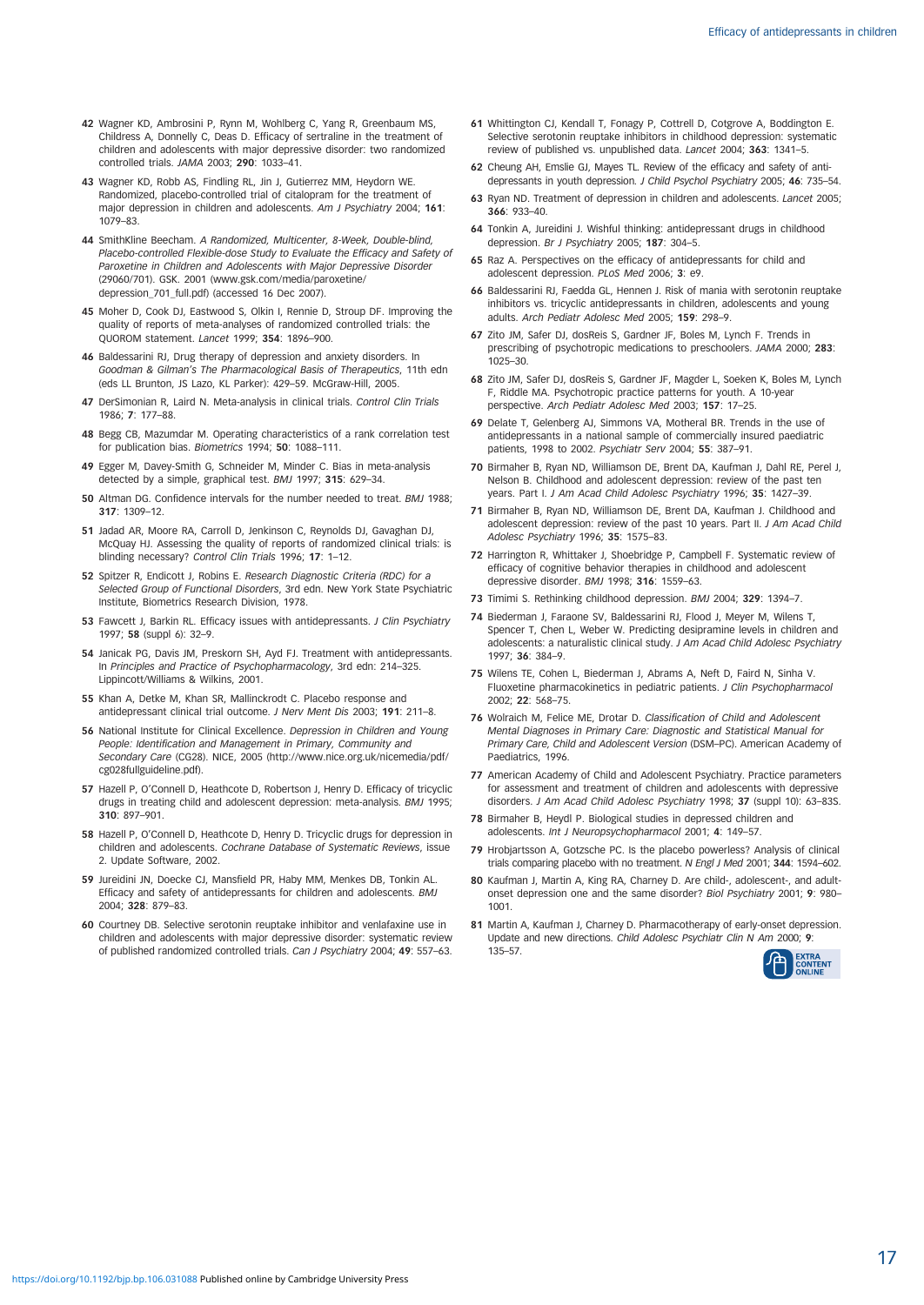42 Wagner KD, Ambrosini P, Rynn M, Wohlberg C, Yang R, Greenbaum MS, Childress A, Donnelly C, Deas D. Efficacy of sertraline in the treatment of children and adolescents with major depressive disorder: two randomized controlled trials. *JAMA* 2003; **290**: 1033–41.

43 Wagner KD, Robb AS, Findling RL, Jin J, Gutierrez MM, Heydorn WE. Randomized, placebo-controlled trial of citalopram for the treatment of major depression in children and adolescents. *Am J Psychiatry* 2004; **161**: 1079–83.

44 SmithKline Beecham. *A Randomized, Multicenter, 8-Week, Double-blind, Placebo-controlled Flexible-dose Study to Evaluate the Efficacy and Safety of Paroxetine in Children and Adolescents with Major Depressive Disorder* (29060/701). GSK. 2001 (www.gsk.com/media/paroxetine/depression_701_full.pdf) (accessed 16 Dec 2007).

45 Moher D, Cook DJ, Eastwood S, Olkin I, Rennie D, Stroup DF. Improving the quality of reports of meta-analyses of randomized controlled trials: the QUOROM statement. *Lancet* 1999; **354**: 1896–900.

46 Baldessarini RJ, Drug therapy of depression and anxiety disorders. In *Goodman & Gilman's The Pharmacological Basis of Therapeutics*, 11th edn (eds LL Brunton, JS Lazo, KL Parker): 429–59. McGraw-Hill, 2005.

47 DerSimonian R, Laird N. Meta-analysis in clinical trials. *Control Clin Trials* 1986; **7**: 177–88.

48 Begg CB, Mazumdar M. Operating characteristics of a rank correlation test for publication bias. *Biometrics* 1994; **50**: 1088–111.

49 Egger M, Davey-Smith G, Schneider M, Minder C. Bias in meta-analysis detected by a simple, graphical test. *BMJ* 1997; **315**: 629–34.

50 Altman DG. Confidence intervals for the number needed to treat. *BMJ* 1988; **317**: 1309–12.

51 Jadad AR, Moore RA, Carroll D, Jenkinson C, Reynolds DJ, Gavaghan DJ, McQuay HJ. Assessing the quality of reports of randomized clinical trials: is blinding necessary? *Control Clin Trials* 1996; **17**: 1–12.

52 Spitzer R, Endicott J, Robins E. *Research Diagnostic Criteria (RDC) for a Selected Group of Functional Disorders*, 3rd edn. New York State Psychiatric Institute, Biometrics Research Division, 1978.

53 Fawcett J, Barkin RL. Efficacy issues with antidepressants. *J Clin Psychiatry* 1997; **58** (suppl 6): 32–9.

54 Janicak PG, Davis JM, Preskorn SH, Ayd FJ. Treatment with antidepressants. In *Principles and Practice of Psychopharmacology*, 3rd edn: 214–325. Lippincott/Williams & Wilkins, 2001.

55 Khan A, Detke M, Khan SR, Mallinckrodt C. Placebo response and antidepressant clinical trial outcome. *J Nerv Ment Dis* 2003; **191**: 211–8.

56 National Institute for Clinical Excellence. *Depression in Children and Young People: Identification and Management in Primary, Community and Secondary Care* (CG28). NICE, 2005 (http://www.nice.org.uk/nicemedia/pdf/cg028fullguideline.pdf).

57 Hazell P, O'Connell D, Heathcote D, Robertson J, Henry D. Efficacy of tricyclic drugs in treating child and adolescent depression: meta-analysis. *BMJ* 1995; **310**: 897–901.

58 Hazell P, O'Connell D, Heathcote D, Henry D. Tricyclic drugs for depression in children and adolescents. *Cochrane Database of Systematic Reviews*, issue 2. Update Software, 2002.

59 Jureidini JN, Doecke CJ, Mansfield PR, Haby MM, Menkes DB, Tonkin AL. Efficacy and safety of antidepressants for children and adolescents. *BMJ* 2004; **328**: 879–83.

60 Courtney DB. Selective serotonin reuptake inhibitor and venlafaxine use in children and adolescents with major depressive disorder: systematic review of published randomized controlled trials. *Can J Psychiatry* 2004; **49**: 557–63.

61 Whittington CJ, Kendall T, Fonagy P, Cottrell D, Cotgrove A, Boddington E. Selective serotonin reuptake inhibitors in childhood depression: systematic review of published vs. unpublished data. *Lancet* 2004; **363**: 1341–5.

62 Cheung AH, Emslie GJ, Mayes TL. Review of the efficacy and safety of antidepressants in youth depression. *J Child Psychol Psychiatry* 2005; **46**: 735–54.

63 Ryan ND. Treatment of depression in children and adolescents. *Lancet* 2005; **366**: 933–40.

64 Tonkin A, Jureidini J. Wishful thinking: antidepressant drugs in childhood depression. *Br J Psychiatry* 2005; **187**: 304–5.

65 Raz A. Perspectives on the efficacy of antidepressants for child and adolescent depression. *PLoS Med* 2006; **3**: e9.

66 Baldessarini RJ, Faedda GL, Hennen J. Risk of mania with serotonin reuptake inhibitors vs. tricyclic antidepressants in children, adolescents and young adults. *Arch Pediatr Adolesc Med* 2005; **159**: 298–9.

67 Zito JM, Safer DJ, dosReis S, Gardner JF, Boles M, Lynch F. Trends in prescribing of psychotropic medications to preschoolers. *JAMA* 2000; **283**: 1025–30.

68 Zito JM, Safer DJ, dosReis S, Gardner JF, Magder L, Soeken K, Boles M, Lynch F, Riddle MA. Psychotropic practice patterns for youth. A 10-year perspective. *Arch Pediatr Adolesc Med* 2003; **157**: 17–25.

69 Delate T, Gelenberg AJ, Simmons VA, Motheral BR. Trends in the use of antidepressants in a national sample of commercially insured paediatric patients, 1998 to 2002. *Psychiatr Serv* 2004; **55**: 387–91.

70 Birmaher B, Ryan ND, Williamson DE, Brent DA, Kaufman J, Dahl RE, Perel J, Nelson B. Childhood and adolescent depression: review of the past ten years. Part I. *J Am Acad Child Adolesc Psychiatry* 1996; **35**: 1427–39.

71 Birmaher B, Ryan ND, Williamson DE, Brent DA, Kaufman J. Childhood and adolescent depression: review of the past 10 years. Part II. *J Am Acad Child Adolesc Psychiatry* 1996; **35**: 1575–83.

72 Harrington R, Whittaker J, Shoebridge P, Campbell F. Systematic review of efficacy of cognitive behavior therapies in childhood and adolescent depressive disorder. *BMJ* 1998; **316**: 1559–63.

73 Timimi S. Rethinking childhood depression. *BMJ* 2004; **329**: 1394–7.

74 Biederman J, Faraone SV, Baldessarini RJ, Flood J, Meyer M, Wilens T, Spencer T, Chen L, Weber W. Predicting desipramine levels in children and adolescents: a naturalistic clinical study. *J Am Acad Child Adolesc Psychiatry* 1997; **36**: 384–9.

75 Wilens TE, Cohen L, Biederman J, Abrams A, Neft D, Faird N, Sinha V. Fluoxetine pharmacokinetics in pediatric patients. *J Clin Psychopharmacol* 2002; **22**: 568–75.

76 Wolraich M, Felice ME, Drotar D. *Classification of Child and Adolescent Mental Diagnoses in Primary Care: Diagnostic and Statistical Manual for Primary Care, Child and Adolescent Version* (DSM–PC). American Academy of Paediatrics, 1996.

77 American Academy of Child and Adolescent Psychiatry. Practice parameters for assessment and treatment of children and adolescents with depressive disorders. *J Am Acad Child Adolesc Psychiatry* 1998; **37** (suppl 10): 63–83S.

78 Birmaher B, Heydl P. Biological studies in depressed children and adolescents. *Int J Neuropsychopharmacol* 2001; **4**: 149–57.

79 Hrobjartsson A, Gotzsche PC. Is the placebo powerless? Analysis of clinical trials comparing placebo with no treatment. *N Engl J Med* 2001; **344**: 1594–602.

80 Kaufman J, Martin A, King RA, Charney D. Are child-, adolescent-, and adult-onset depression one and the same disorder? *Biol Psychiatry* 2001; **9**: 980–1001.

81 Martin A, Kaufman J, Charney D. Pharmacotherapy of early-onset depression. Update and new directions. *Child Adolesc Psychiatr Clin N Am* 2000; **9**: 135–57.